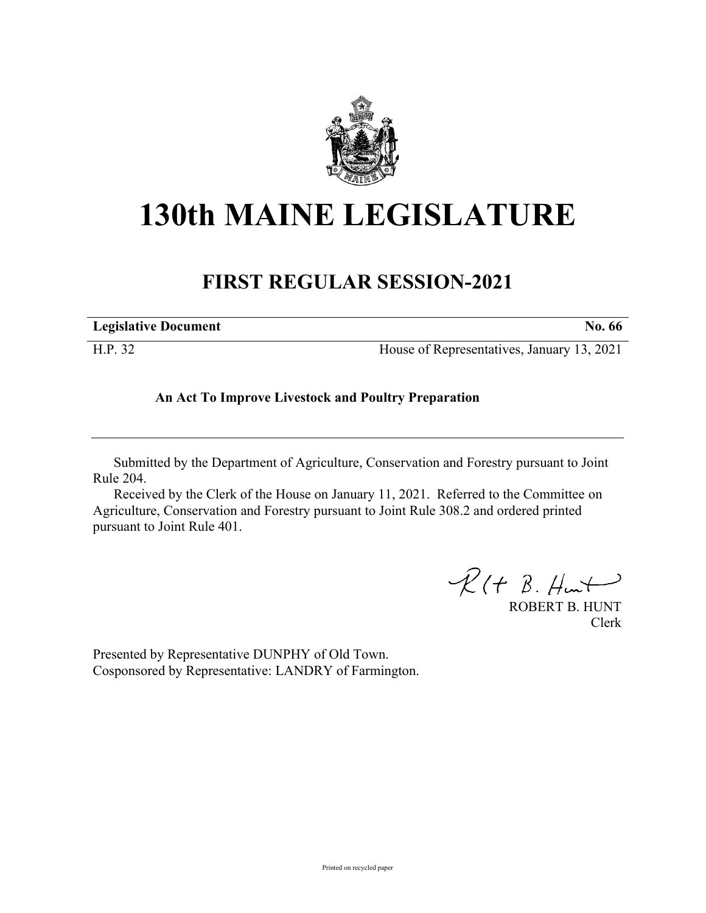# 130th MAINE LEGISLATURE

## FIRST REGULAR SESSION-2021

| **Legislative Document** | **No. 66** |
|---|---|
| H.P. 32 | House of Representatives, January 13, 2021 |

**An Act To Improve Livestock and Poultry Preparation**

Submitted by the Department of Agriculture, Conservation and Forestry pursuant to Joint Rule 204.

Received by the Clerk of the House on January 11, 2021. Referred to the Committee on Agriculture, Conservation and Forestry pursuant to Joint Rule 308.2 and ordered printed pursuant to Joint Rule 401.

ROBERT B. HUNT
Clerk

Presented by Representative DUNPHY of Old Town.
Cosponsored by Representative: LANDRY of Farmington.

Printed on recycled paper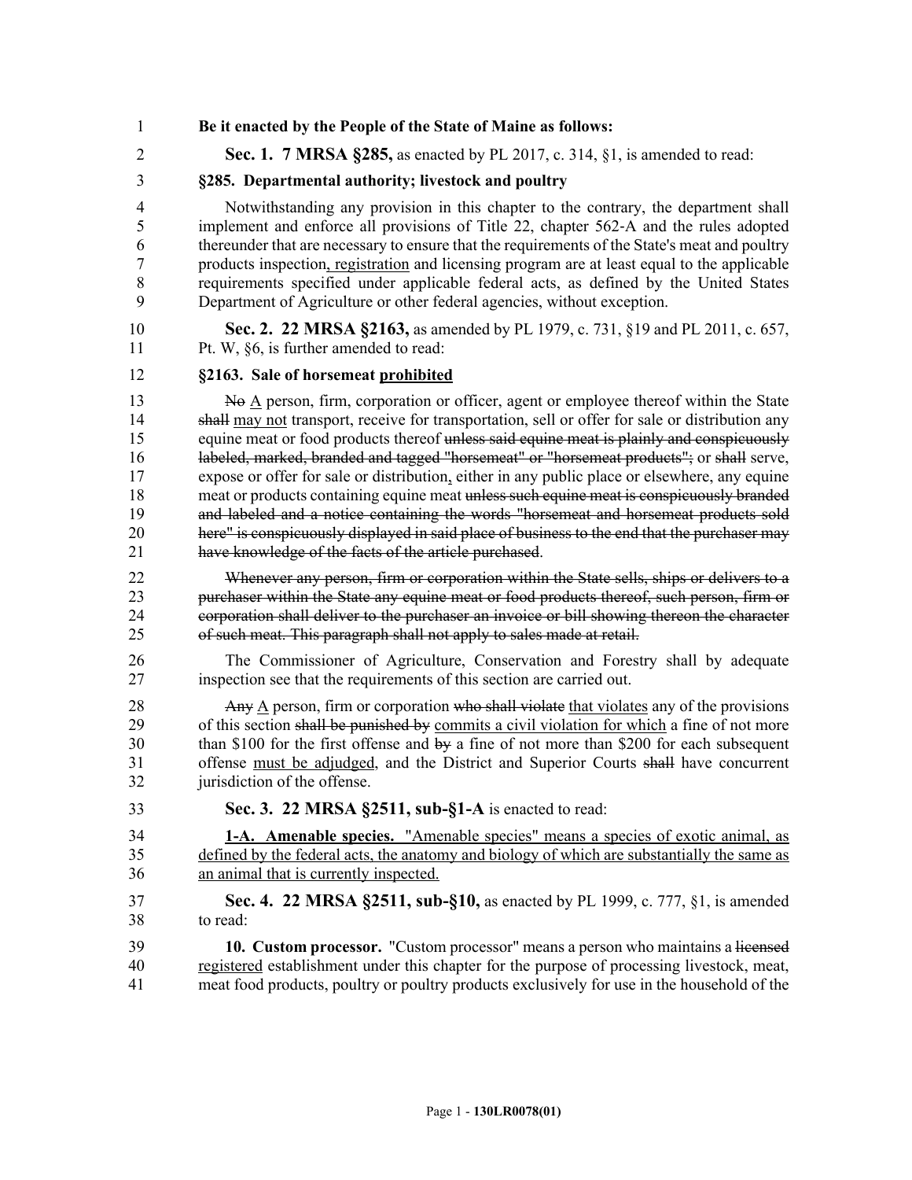**Be it enacted by the People of the State of Maine as follows:**

**Sec. 1. 7 MRSA §285,** as enacted by PL 2017, c. 314, §1, is amended to read:

**§285. Departmental authority; livestock and poultry**

Notwithstanding any provision in this chapter to the contrary, the department shall implement and enforce all provisions of Title 22, chapter 562-A and the rules adopted thereunder that are necessary to ensure that the requirements of the State's meat and poultry products inspection<u>, registration</u> and licensing program are at least equal to the applicable requirements specified under applicable federal acts, as defined by the United States Department of Agriculture or other federal agencies, without exception.

**Sec. 2. 22 MRSA §2163,** as amended by PL 1979, c. 731, §19 and PL 2011, c. 657, Pt. W, §6, is further amended to read:

**§2163. Sale of horsemeat <u>prohibited</u>**

~~No~~ <u>A</u> person, firm, corporation or officer, agent or employee thereof within the State ~~shall~~ <u>may not</u> transport, receive for transportation, sell or offer for sale or distribution any equine meat or food products thereof ~~unless said equine meat is plainly and conspicuously labeled, marked, branded and tagged "horsemeat" or "horsemeat products";~~ or ~~shall~~ serve, expose or offer for sale or distribution<u>,</u> either in any public place or elsewhere, any equine meat or products containing equine meat ~~unless such equine meat is conspicuously branded and labeled and a notice containing the words "horsemeat and horsemeat products sold here" is conspicuously displayed in said place of business to the end that the purchaser may have knowledge of the facts of the article purchased~~.

~~Whenever any person, firm or corporation within the State sells, ships or delivers to a purchaser within the State any equine meat or food products thereof, such person, firm or corporation shall deliver to the purchaser an invoice or bill showing thereon the character of such meat. This paragraph shall not apply to sales made at retail.~~

The Commissioner of Agriculture, Conservation and Forestry shall by adequate inspection see that the requirements of this section are carried out.

~~Any~~ <u>A</u> person, firm or corporation ~~who shall violate~~ <u>that violates</u> any of the provisions of this section ~~shall be punished by~~ <u>commits a civil violation for which</u> a fine of not more than $100 for the first offense and ~~by~~ a fine of not more than $200 for each subsequent offense <u>must be adjudged</u>, and the District and Superior Courts ~~shall~~ have concurrent jurisdiction of the offense.

**Sec. 3. 22 MRSA §2511, sub-§1-A** is enacted to read:

<u>**1-A. Amenable species.** "Amenable species" means a species of exotic animal, as defined by the federal acts, the anatomy and biology of which are substantially the same as an animal that is currently inspected.</u>

**Sec. 4. 22 MRSA §2511, sub-§10,** as enacted by PL 1999, c. 777, §1, is amended to read:

**10. Custom processor.** "Custom processor" means a person who maintains a ~~licensed~~ <u>registered</u> establishment under this chapter for the purpose of processing livestock, meat, meat food products, poultry or poultry products exclusively for use in the household of the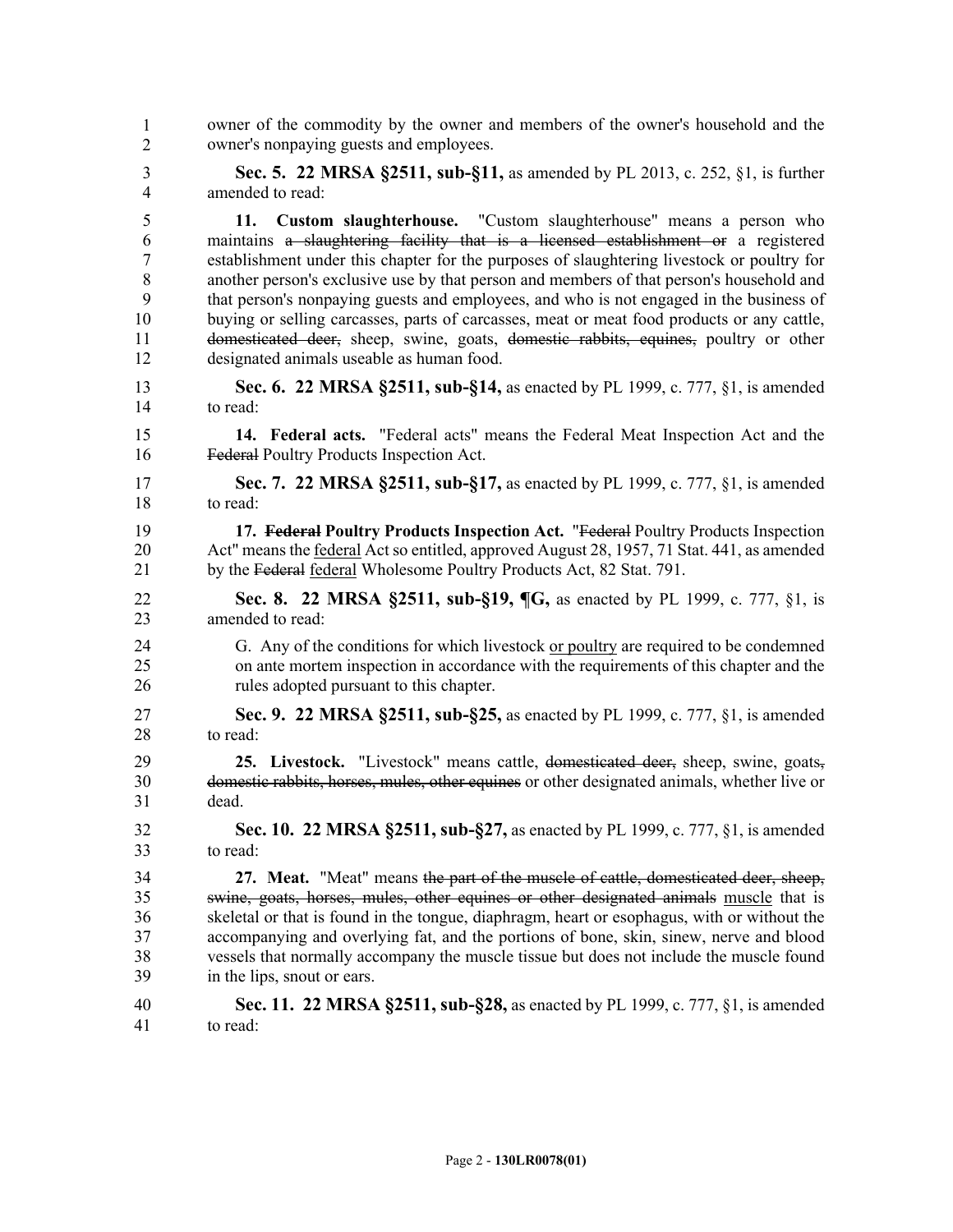owner of the commodity by the owner and members of the owner's household and the owner's nonpaying guests and employees.

**Sec. 5. 22 MRSA §2511, sub-§11,** as amended by PL 2013, c. 252, §1, is further amended to read:

**11. Custom slaughterhouse.** "Custom slaughterhouse" means a person who maintains ~~a slaughtering facility that is a licensed establishment or~~ a registered establishment under this chapter for the purposes of slaughtering livestock or poultry for another person's exclusive use by that person and members of that person's household and that person's nonpaying guests and employees, and who is not engaged in the business of buying or selling carcasses, parts of carcasses, meat or meat food products or any cattle, ~~domesticated deer,~~ sheep, swine, goats, ~~domestic rabbits, equines,~~ poultry or other designated animals useable as human food.

**Sec. 6. 22 MRSA §2511, sub-§14,** as enacted by PL 1999, c. 777, §1, is amended to read:

**14. Federal acts.** "Federal acts" means the Federal Meat Inspection Act and the ~~Federal~~ Poultry Products Inspection Act.

**Sec. 7. 22 MRSA §2511, sub-§17,** as enacted by PL 1999, c. 777, §1, is amended to read:

**17. ~~Federal~~ Poultry Products Inspection Act.** "~~Federal~~ Poultry Products Inspection Act" means the <u>federal</u> Act so entitled, approved August 28, 1957, 71 Stat. 441, as amended by the ~~Federal~~ <u>federal</u> Wholesome Poultry Products Act, 82 Stat. 791.

**Sec. 8. 22 MRSA §2511, sub-§19, ¶G,** as enacted by PL 1999, c. 777, §1, is amended to read:

G. Any of the conditions for which livestock <u>or poultry</u> are required to be condemned on ante mortem inspection in accordance with the requirements of this chapter and the rules adopted pursuant to this chapter.

**Sec. 9. 22 MRSA §2511, sub-§25,** as enacted by PL 1999, c. 777, §1, is amended to read:

**25. Livestock.** "Livestock" means cattle, ~~domesticated deer,~~ sheep, swine, goats~~, domestic rabbits, horses, mules, other equines~~ or other designated animals, whether live or dead.

**Sec. 10. 22 MRSA §2511, sub-§27,** as enacted by PL 1999, c. 777, §1, is amended to read:

**27. Meat.** "Meat" means ~~the part of the muscle of cattle, domesticated deer, sheep, swine, goats, horses, mules, other equines or other designated animals~~ <u>muscle</u> that is skeletal or that is found in the tongue, diaphragm, heart or esophagus, with or without the accompanying and overlying fat, and the portions of bone, skin, sinew, nerve and blood vessels that normally accompany the muscle tissue but does not include the muscle found in the lips, snout or ears.

**Sec. 11. 22 MRSA §2511, sub-§28,** as enacted by PL 1999, c. 777, §1, is amended to read: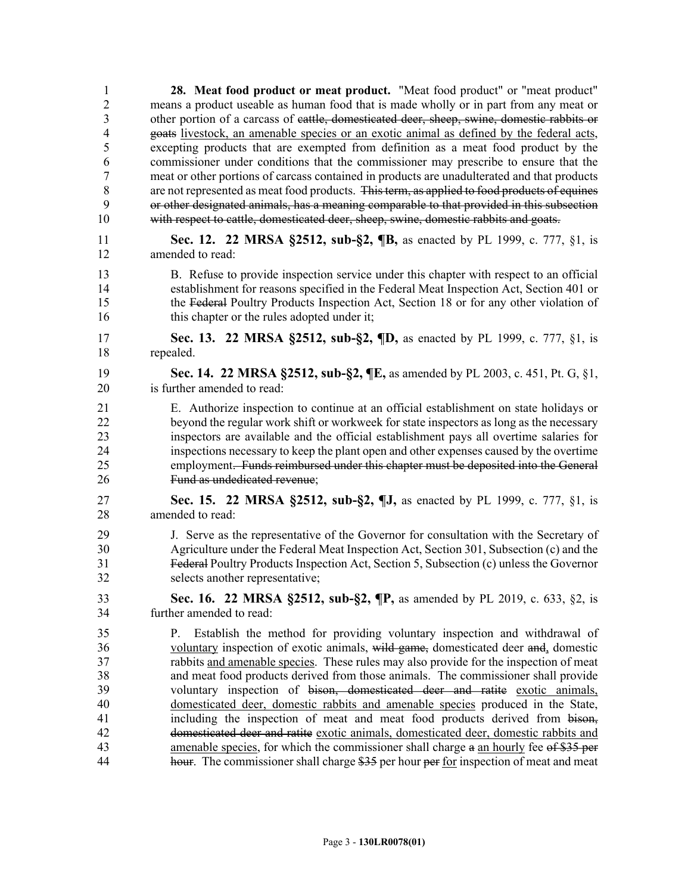**28. Meat food product or meat product.** "Meat food product" or "meat product" means a product useable as human food that is made wholly or in part from any meat or other portion of a carcass of ~~cattle, domesticated deer, sheep, swine, domestic rabbits or goats~~ livestock, an amenable species or an exotic animal as defined by the federal acts, excepting products that are exempted from definition as a meat food product by the commissioner under conditions that the commissioner may prescribe to ensure that the meat or other portions of carcass contained in products are unadulterated and that products are not represented as meat food products. ~~This term, as applied to food products of equines or other designated animals, has a meaning comparable to that provided in this subsection with respect to cattle, domesticated deer, sheep, swine, domestic rabbits and goats.~~

**Sec. 12. 22 MRSA §2512, sub-§2, ¶B,** as enacted by PL 1999, c. 777, §1, is amended to read:

B. Refuse to provide inspection service under this chapter with respect to an official establishment for reasons specified in the Federal Meat Inspection Act, Section 401 or the ~~Federal~~ Poultry Products Inspection Act, Section 18 or for any other violation of this chapter or the rules adopted under it;

**Sec. 13. 22 MRSA §2512, sub-§2, ¶D,** as enacted by PL 1999, c. 777, §1, is repealed.

**Sec. 14. 22 MRSA §2512, sub-§2, ¶E,** as amended by PL 2003, c. 451, Pt. G, §1, is further amended to read:

E. Authorize inspection to continue at an official establishment on state holidays or beyond the regular work shift or workweek for state inspectors as long as the necessary inspectors are available and the official establishment pays all overtime salaries for inspections necessary to keep the plant open and other expenses caused by the overtime employment~~. Funds reimbursed under this chapter must be deposited into the General Fund as undedicated revenue~~;

**Sec. 15. 22 MRSA §2512, sub-§2, ¶J,** as enacted by PL 1999, c. 777, §1, is amended to read:

J. Serve as the representative of the Governor for consultation with the Secretary of Agriculture under the Federal Meat Inspection Act, Section 301, Subsection (c) and the ~~Federal~~ Poultry Products Inspection Act, Section 5, Subsection (c) unless the Governor selects another representative;

**Sec. 16. 22 MRSA §2512, sub-§2, ¶P,** as amended by PL 2019, c. 633, §2, is further amended to read:

P. Establish the method for providing voluntary inspection and withdrawal of voluntary inspection of exotic animals, ~~wild game,~~ domesticated deer ~~and~~, domestic rabbits and amenable species. These rules may also provide for the inspection of meat and meat food products derived from those animals. The commissioner shall provide voluntary inspection of ~~bison, domesticated deer and ratite~~ exotic animals, domesticated deer, domestic rabbits and amenable species produced in the State, including the inspection of meat and meat food products derived from ~~bison, domesticated deer and ratite~~ exotic animals, domesticated deer, domestic rabbits and amenable species, for which the commissioner shall charge ~~a~~ an hourly fee ~~of $35 per hour~~. The commissioner shall charge ~~$35~~ per hour ~~per~~ for inspection of meat and meat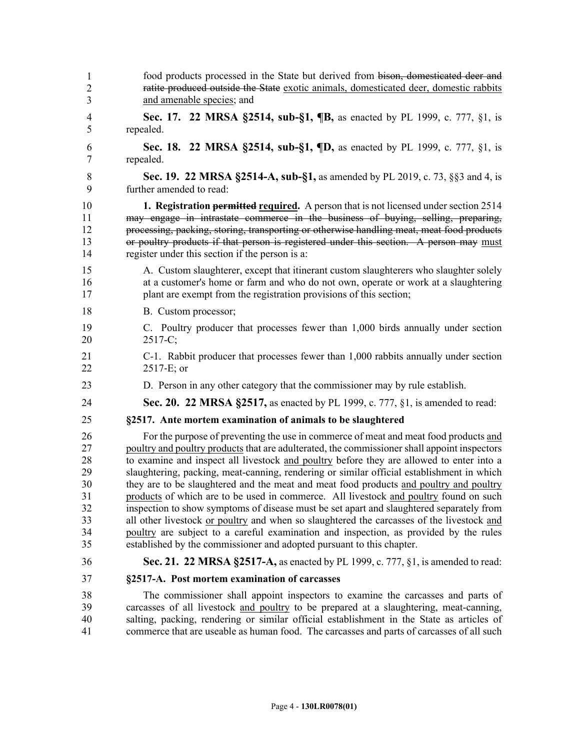food products processed in the State but derived from ~~bison, domesticated deer and ratite produced outside the State~~ <u>exotic animals, domesticated deer, domestic rabbits and amenable species</u>; and

**Sec. 17. 22 MRSA §2514, sub-§1, ¶B,** as enacted by PL 1999, c. 777, §1, is repealed.

**Sec. 18. 22 MRSA §2514, sub-§1, ¶D,** as enacted by PL 1999, c. 777, §1, is repealed.

**Sec. 19. 22 MRSA §2514-A, sub-§1,** as amended by PL 2019, c. 73, §§3 and 4, is further amended to read:

**1. Registration ~~permitted~~ <u>required</u>.** A person that is not licensed under section 2514 ~~may engage in intrastate commerce in the business of buying, selling, preparing, processing, packing, storing, transporting or otherwise handling meat, meat food products or poultry products if that person is registered under this section. A person may~~ <u>must</u> register under this section if the person is a:

A. Custom slaughterer, except that itinerant custom slaughterers who slaughter solely at a customer's home or farm and who do not own, operate or work at a slaughtering plant are exempt from the registration provisions of this section;

B. Custom processor;

C. Poultry producer that processes fewer than 1,000 birds annually under section 2517-C;

C-1. Rabbit producer that processes fewer than 1,000 rabbits annually under section 2517-E; or

D. Person in any other category that the commissioner may by rule establish.

**Sec. 20. 22 MRSA §2517,** as enacted by PL 1999, c. 777, §1, is amended to read:

**§2517. Ante mortem examination of animals to be slaughtered**

For the purpose of preventing the use in commerce of meat and meat food products <u>and poultry and poultry products</u> that are adulterated, the commissioner shall appoint inspectors to examine and inspect all livestock <u>and poultry</u> before they are allowed to enter into a slaughtering, packing, meat-canning, rendering or similar official establishment in which they are to be slaughtered and the meat and meat food products <u>and poultry and poultry products</u> of which are to be used in commerce. All livestock <u>and poultry</u> found on such inspection to show symptoms of disease must be set apart and slaughtered separately from all other livestock <u>or poultry</u> and when so slaughtered the carcasses of the livestock <u>and poultry</u> are subject to a careful examination and inspection, as provided by the rules established by the commissioner and adopted pursuant to this chapter.

**Sec. 21. 22 MRSA §2517-A,** as enacted by PL 1999, c. 777, §1, is amended to read:

**§2517-A. Post mortem examination of carcasses**

The commissioner shall appoint inspectors to examine the carcasses and parts of carcasses of all livestock <u>and poultry</u> to be prepared at a slaughtering, meat-canning, salting, packing, rendering or similar official establishment in the State as articles of commerce that are useable as human food. The carcasses and parts of carcasses of all such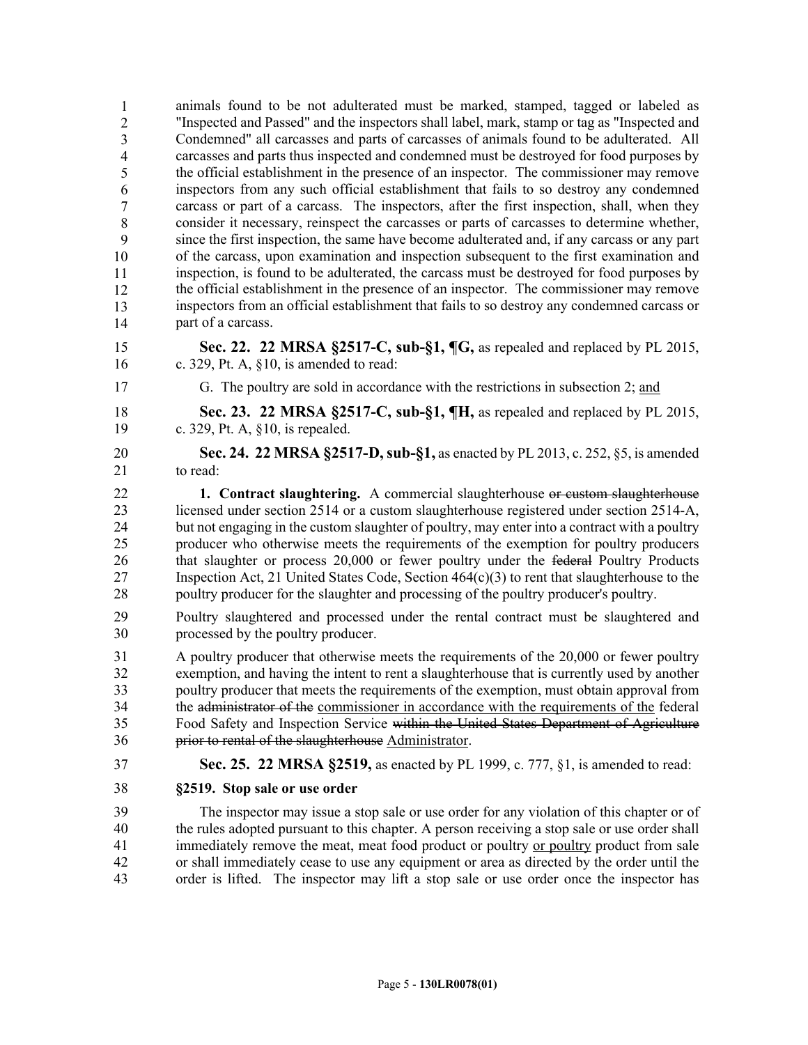animals found to be not adulterated must be marked, stamped, tagged or labeled as "Inspected and Passed" and the inspectors shall label, mark, stamp or tag as "Inspected and Condemned" all carcasses and parts of carcasses of animals found to be adulterated. All carcasses and parts thus inspected and condemned must be destroyed for food purposes by the official establishment in the presence of an inspector. The commissioner may remove inspectors from any such official establishment that fails to so destroy any condemned carcass or part of a carcass. The inspectors, after the first inspection, shall, when they consider it necessary, reinspect the carcasses or parts of carcasses to determine whether, since the first inspection, the same have become adulterated and, if any carcass or any part of the carcass, upon examination and inspection subsequent to the first examination and inspection, is found to be adulterated, the carcass must be destroyed for food purposes by the official establishment in the presence of an inspector. The commissioner may remove inspectors from an official establishment that fails to so destroy any condemned carcass or part of a carcass.

**Sec. 22. 22 MRSA §2517-C, sub-§1, ¶G,** as repealed and replaced by PL 2015, c. 329, Pt. A, §10, is amended to read:

G. The poultry are sold in accordance with the restrictions in subsection 2; and

**Sec. 23. 22 MRSA §2517-C, sub-§1, ¶H,** as repealed and replaced by PL 2015, c. 329, Pt. A, §10, is repealed.

**Sec. 24. 22 MRSA §2517-D, sub-§1,** as enacted by PL 2013, c. 252, §5, is amended to read:

**1. Contract slaughtering.** A commercial slaughterhouse ~~or custom slaughterhouse~~ licensed under section 2514 or a custom slaughterhouse registered under section 2514-A, but not engaging in the custom slaughter of poultry, may enter into a contract with a poultry producer who otherwise meets the requirements of the exemption for poultry producers that slaughter or process 20,000 or fewer poultry under the ~~federal~~ Poultry Products Inspection Act, 21 United States Code, Section 464(c)(3) to rent that slaughterhouse to the poultry producer for the slaughter and processing of the poultry producer's poultry.

Poultry slaughtered and processed under the rental contract must be slaughtered and processed by the poultry producer.

A poultry producer that otherwise meets the requirements of the 20,000 or fewer poultry exemption, and having the intent to rent a slaughterhouse that is currently used by another poultry producer that meets the requirements of the exemption, must obtain approval from the ~~administrator of the~~ commissioner in accordance with the requirements of the federal Food Safety and Inspection Service ~~within the United States Department of Agriculture prior to rental of the slaughterhouse~~ Administrator.

**Sec. 25. 22 MRSA §2519,** as enacted by PL 1999, c. 777, §1, is amended to read:

**§2519. Stop sale or use order**

The inspector may issue a stop sale or use order for any violation of this chapter or of the rules adopted pursuant to this chapter. A person receiving a stop sale or use order shall immediately remove the meat, meat food product or poultry or poultry product from sale or shall immediately cease to use any equipment or area as directed by the order until the order is lifted. The inspector may lift a stop sale or use order once the inspector has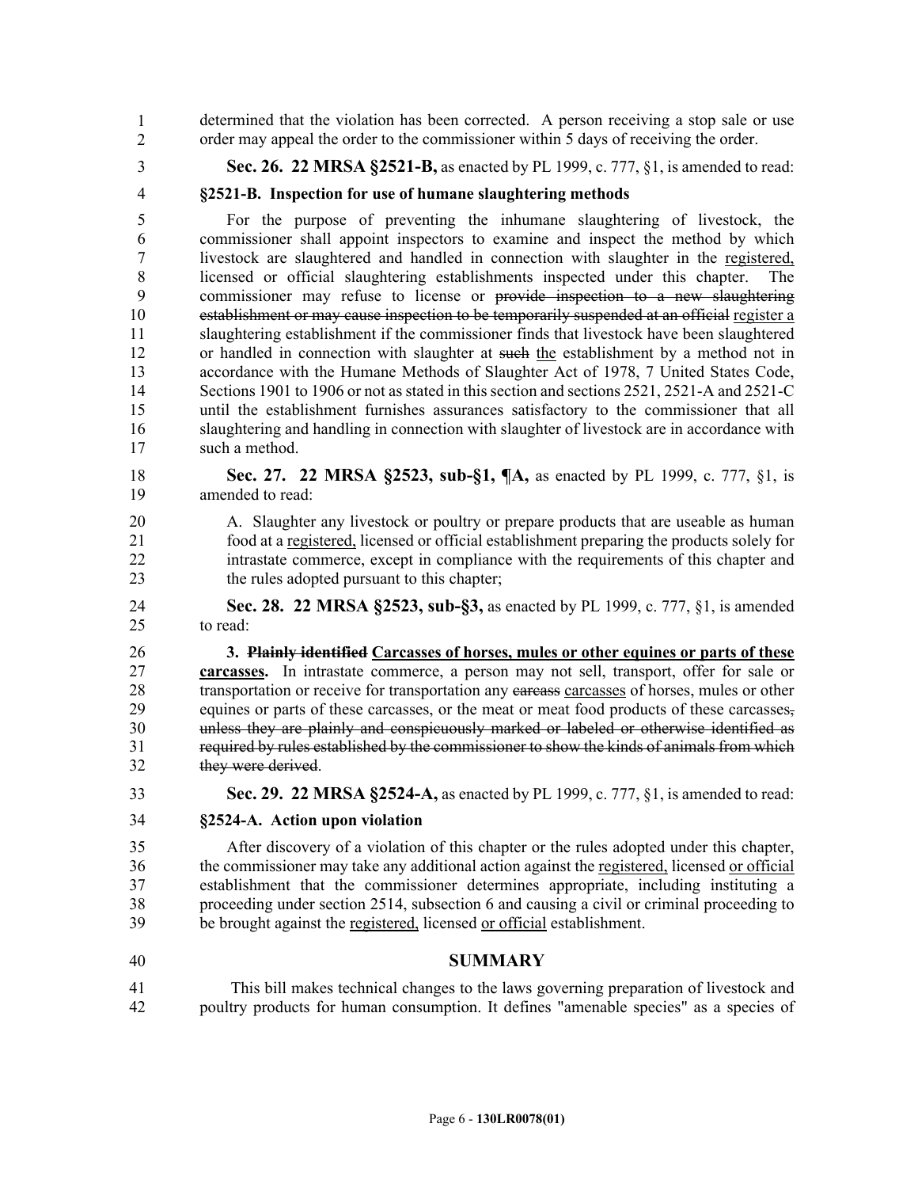determined that the violation has been corrected. A person receiving a stop sale or use order may appeal the order to the commissioner within 5 days of receiving the order.

**Sec. 26. 22 MRSA §2521-B,** as enacted by PL 1999, c. 777, §1, is amended to read:

**§2521-B. Inspection for use of humane slaughtering methods**

For the purpose of preventing the inhumane slaughtering of livestock, the commissioner shall appoint inspectors to examine and inspect the method by which livestock are slaughtered and handled in connection with slaughter in the registered, licensed or official slaughtering establishments inspected under this chapter. The commissioner may refuse to license or ~~provide inspection to a new slaughtering establishment or may cause inspection to be temporarily suspended at an official~~ register a slaughtering establishment if the commissioner finds that livestock have been slaughtered or handled in connection with slaughter at ~~such~~ the establishment by a method not in accordance with the Humane Methods of Slaughter Act of 1978, 7 United States Code, Sections 1901 to 1906 or not as stated in this section and sections 2521, 2521-A and 2521-C until the establishment furnishes assurances satisfactory to the commissioner that all slaughtering and handling in connection with slaughter of livestock are in accordance with such a method.

**Sec. 27. 22 MRSA §2523, sub-§1, ¶A,** as enacted by PL 1999, c. 777, §1, is amended to read:

A. Slaughter any livestock or poultry or prepare products that are useable as human food at a registered, licensed or official establishment preparing the products solely for intrastate commerce, except in compliance with the requirements of this chapter and the rules adopted pursuant to this chapter;

**Sec. 28. 22 MRSA §2523, sub-§3,** as enacted by PL 1999, c. 777, §1, is amended to read:

**3. ~~Plainly identified~~ Carcasses of horses, mules or other equines or parts of these carcasses.** In intrastate commerce, a person may not sell, transport, offer for sale or transportation or receive for transportation any ~~carcass~~ carcasses of horses, mules or other equines or parts of these carcasses, or the meat or meat food products of these carcasses~~, unless they are plainly and conspicuously marked or labeled or otherwise identified as required by rules established by the commissioner to show the kinds of animals from which they were derived~~.

**Sec. 29. 22 MRSA §2524-A,** as enacted by PL 1999, c. 777, §1, is amended to read:

**§2524-A. Action upon violation**

After discovery of a violation of this chapter or the rules adopted under this chapter, the commissioner may take any additional action against the registered, licensed or official establishment that the commissioner determines appropriate, including instituting a proceeding under section 2514, subsection 6 and causing a civil or criminal proceeding to be brought against the registered, licensed or official establishment.

## SUMMARY

This bill makes technical changes to the laws governing preparation of livestock and poultry products for human consumption. It defines "amenable species" as a species of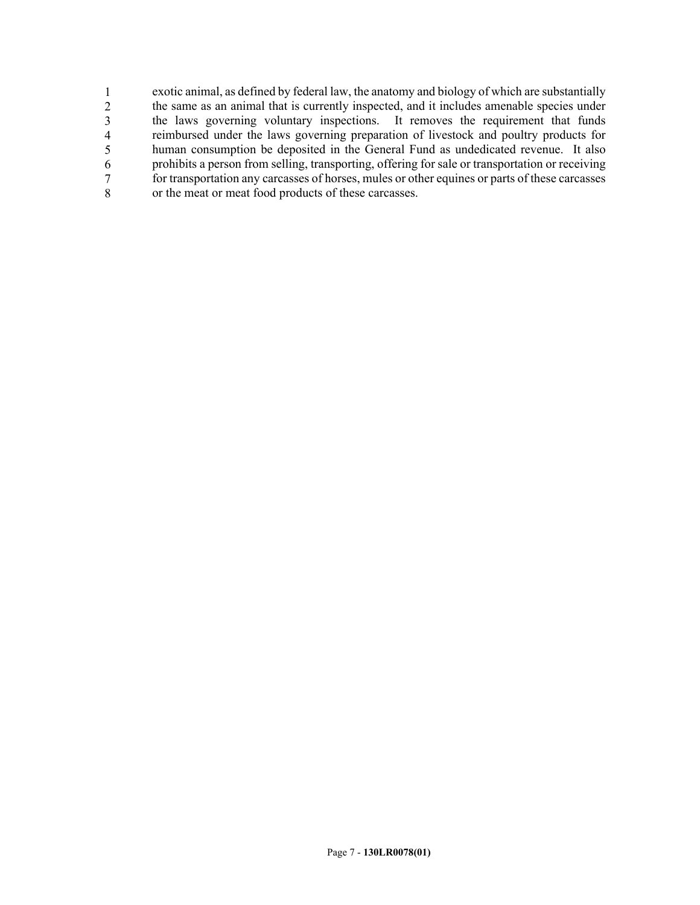exotic animal, as defined by federal law, the anatomy and biology of which are substantially the same as an animal that is currently inspected, and it includes amenable species under the laws governing voluntary inspections. It removes the requirement that funds reimbursed under the laws governing preparation of livestock and poultry products for human consumption be deposited in the General Fund as undedicated revenue. It also prohibits a person from selling, transporting, offering for sale or transportation or receiving for transportation any carcasses of horses, mules or other equines or parts of these carcasses or the meat or meat food products of these carcasses.